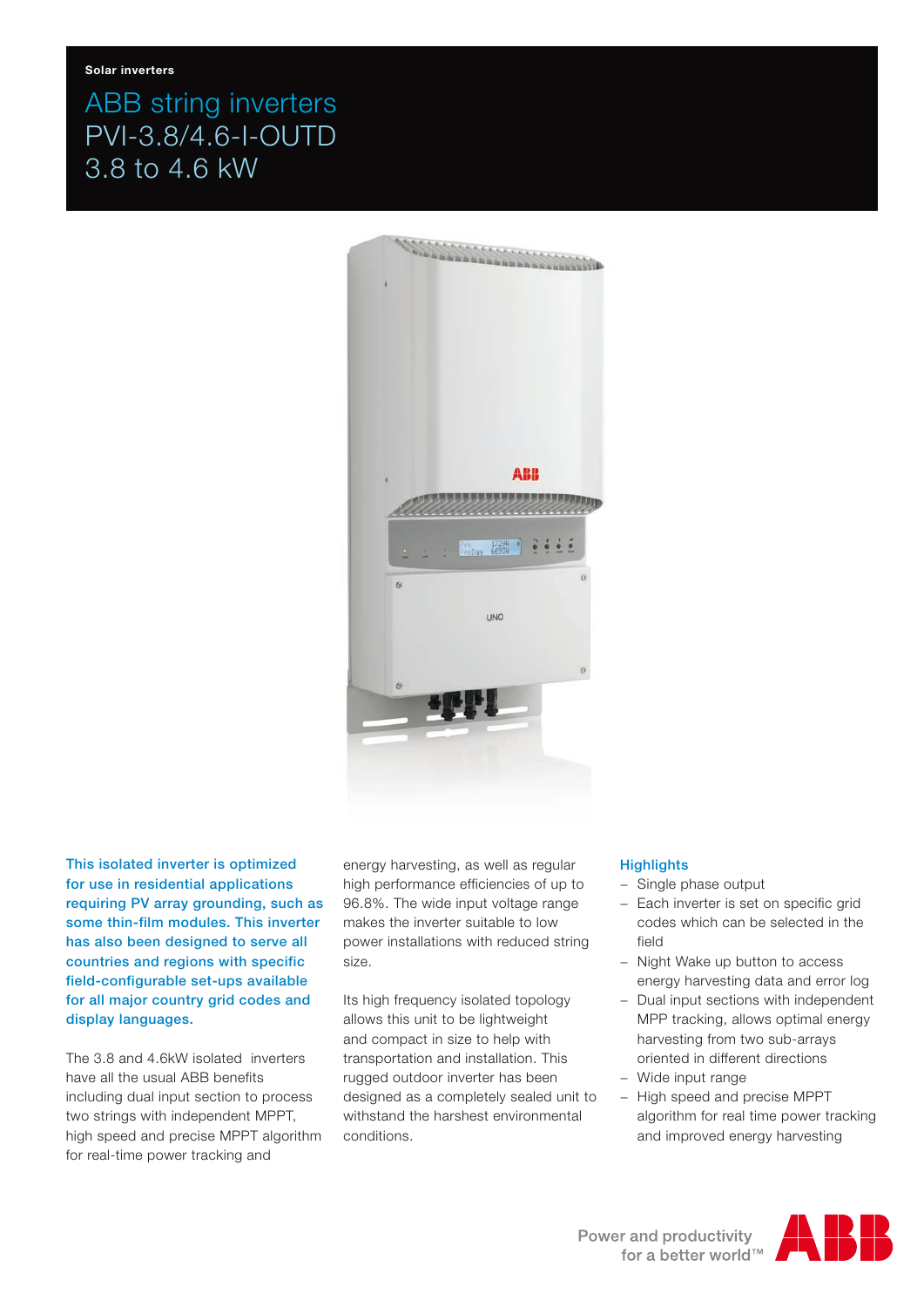Solar inverters

# ABB string inverters PVI-3.8/4.6-I-OUTD 3.8 to 4.6 kW

**This isolated inverter is optimized for use in residential applications requiring PV array grounding, such as some thin-film modules. This inverter has also been designed to serve all countries and regions with specific field-configurable set-ups available for all major country grid codes and display languages.**

The 3.8 and 4.6kW isolated inverters have all the usual ABB benefits including dual input section to process two strings with independent MPPT, high speed and precise MPPT algorithm for real-time power tracking and energy harvesting, as well as regular high performance efficiencies of up to 96.8%. The wide input voltage range makes the inverter suitable to low power installations with reduced string size.

Its high frequency isolated topology allows this unit to be lightweight and compact in size to help with transportation and installation. This rugged outdoor inverter has been designed as a completely sealed unit to withstand the harshest environmental conditions.

## Highlights

- Single phase output
- Each inverter is set on specific grid codes which can be selected in the field
- Night Wake up button to access energy harvesting data and error log
- Dual input sections with independent MPP tracking, allows optimal energy harvesting from two sub-arrays oriented in different directions
- Wide input range
- High speed and precise MPPT algorithm for real time power tracking and improved energy harvesting

Power and productivity for a better world™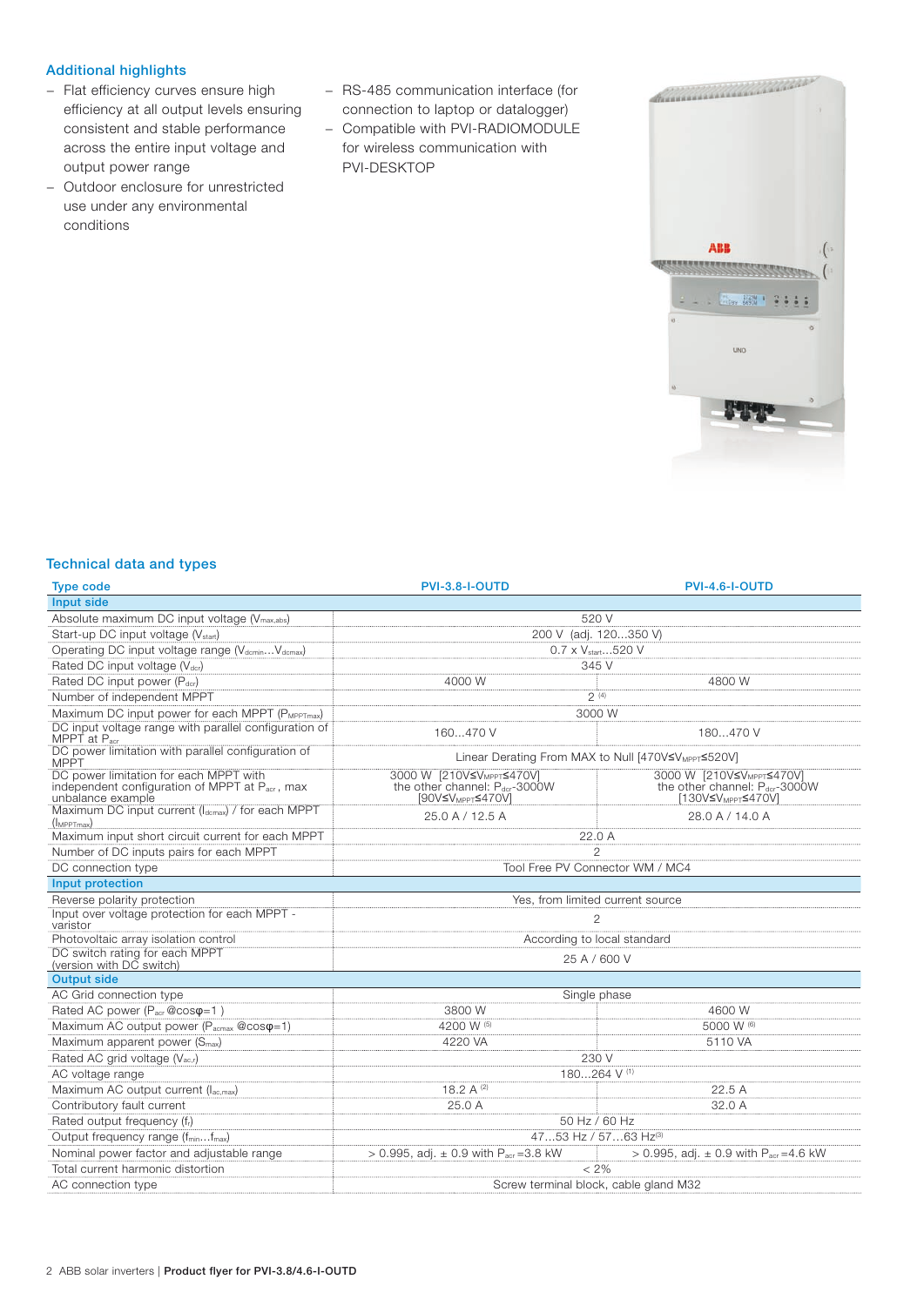## Additional highlights

- Flat efficiency curves ensure high efficiency at all output levels ensuring consistent and stable performance across the entire input voltage and output power range
- Outdoor enclosure for unrestricted use under any environmental conditions
- RS-485 communication interface (for connection to laptop or datalogger)
- Compatible with PVI-RADIOMODULE for wireless communication with PVI-DESKTOP

## Technical data and types

| Type code | PVI-3.8-I-OUTD | PVI-4.6-I-OUTD |
|---|---|---|
| **Input side** | | |
| Absolute maximum DC input voltage ($V_{max,abs}$) | 520 V | |
| Start-up DC input voltage ($V_{start}$) | 200 V (adj. 120...350 V) | |
| Operating DC input voltage range ($V_{dcmin}...V_{dcmax}$) | 0.7 x $V_{start}$...520 V | |
| Rated DC input voltage ($V_{dcr}$) | 345 V | |
| Rated DC input power ($P_{dcr}$) | 4000 W | 4800 W |
| Number of independent MPPT | 2 [4] | |
| Maximum DC input power for each MPPT ($P_{MPPTmax}$) | 3000 W | |
| DC input voltage range with parallel configuration of MPPT at $P_{acr}$ | 160...470 V | 180...470 V |
| DC power limitation with parallel configuration of MPPT | Linear Derating From MAX to Null [470V≤$V_{MPPT}$≤520V] | |
| DC power limitation for each MPPT with independent configuration of MPPT at $P_{acr}$, max unbalance example | 3000 W [210V≤$V_{MPPT}$≤470V] the other channel: $P_{dcr}$-3000W [90V≤$V_{MPPT}$≤470V] | 3000 W [210V≤$V_{MPPT}$≤470V] the other channel: $P_{dcr}$-3000W [130V≤$V_{MPPT}$≤470V] |
| Maximum DC input current ($I_{dcmax}$) / for each MPPT ($I_{MPPTmax}$) | 25.0 A / 12.5 A | 28.0 A / 14.0 A |
| Maximum input short circuit current for each MPPT | 22.0 A | |
| Number of DC inputs pairs for each MPPT | 2 | |
| DC connection type | Tool Free PV Connector WM / MC4 | |
| **Input protection** | | |
| Reverse polarity protection | Yes, from limited current source | |
| Input over voltage protection for each MPPT - varistor | 2 | |
| Photovoltaic array isolation control | According to local standard | |
| DC switch rating for each MPPT (version with DC switch) | 25 A / 600 V | |
| **Output side** | | |
| AC Grid connection type | Single phase | |
| Rated AC power ($P_{acr}$ @cosφ=1 ) | 3800 W | 4600 W |
| Maximum AC output power ($P_{acmax}$ @cosφ=1) | 4200 W [5] | 5000 W [6] |
| Maximum apparent power ($S_{max}$) | 4220 VA | 5110 VA |
| Rated AC grid voltage ($V_{ac,r}$) | 230 V | |
| AC voltage range | 180...264 V [1] | |
| Maximum AC output current ($I_{ac,max}$) | 18.2 A [2] | 22.5 A |
| Contributory fault current | 25.0 A | 32.0 A |
| Rated output frequency ($f_r$) | 50 Hz / 60 Hz | |
| Output frequency range ($f_{min}...f_{max}$) | 47...53 Hz / 57...63 Hz[3] | |
| Nominal power factor and adjustable range | > 0.995, adj. ± 0.9 with $P_{acr}$=3.8 kW | > 0.995, adj. ± 0.9 with $P_{acr}$=4.6 kW |
| Total current harmonic distortion | < 2% | |
| AC connection type | Screw terminal block, cable gland M32 | |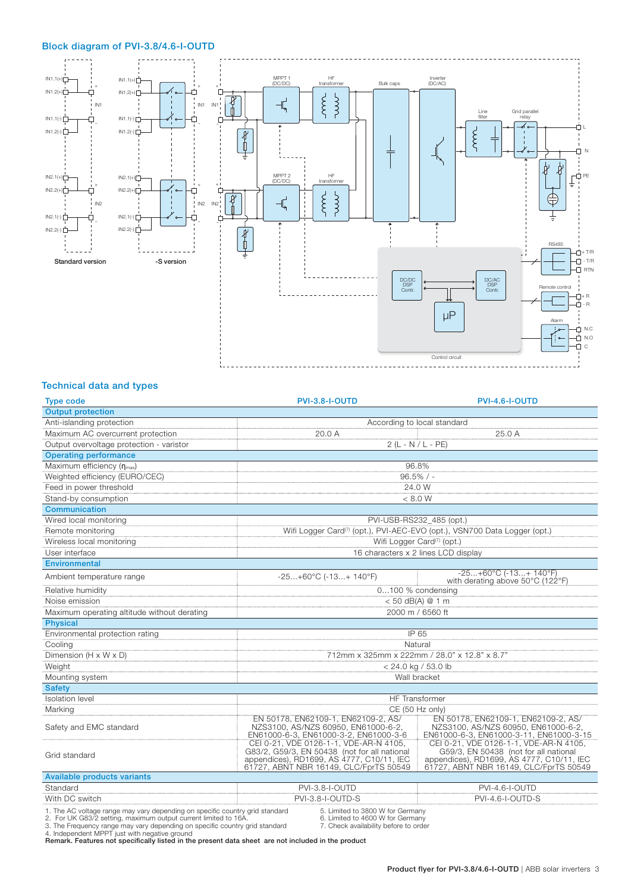## Block diagram of PVI-3.8/4.6-I-OUTD

Standard version

-S version

Control circuit

## Technical data and types

| Type code | PVI-3.8-I-OUTD | PVI-4.6-I-OUTD |
|---|---|---|
| **Output protection** | | |
| Anti-islanding protection | According to local standard | |
| Maximum AC overcurrent protection | 20.0 A | 25.0 A |
| Output overvoltage protection - varistor | 2 (L - N / L - PE) | |
| **Operating performance** | | |
| Maximum efficiency ($\eta_{max}$) | 96.8% | |
| Weighted efficiency (EURO/CEC) | 96.5% / - | |
| Feed in power threshold | 24.0 W | |
| Stand-by consumption | < 8.0 W | |
| **Communication** | | |
| Wired local monitoring | PVI-USB-RS232_485 (opt.) | |
| Remote monitoring | Wifi Logger Card[7] (opt.), PVI-AEC-EVO (opt.), VSN700 Data Logger (opt.) | |
| Wireless local monitoring | Wifi Logger Card[7] (opt.) | |
| User interface | 16 characters x 2 lines LCD display | |
| **Environmental** | | |
| Ambient temperature range | -25...+60°C (-13...+ 140°F) | -25...+60°C (-13...+ 140°F) with derating above 50°C (122°F) |
| Relative humidity | 0...100 % condensing | |
| Noise emission | < 50 dB(A) @ 1 m | |
| Maximum operating altitude without derating | 2000 m / 6560 ft | |
| **Physical** | | |
| Environmental protection rating | IP 65 | |
| Cooling | Natural | |
| Dimension (H x W x D) | 712mm x 325mm x 222mm / 28.0" x 12.8" x 8.7" | |
| Weight | < 24.0 kg / 53.0 lb | |
| Mounting system | Wall bracket | |
| **Safety** | | |
| Isolation level | HF Transformer | |
| Marking | CE (50 Hz only) | |
| Safety and EMC standard | EN 50178, EN62109-1, EN62109-2, AS/NZS3100, AS/NZS 60950, EN61000-6-2, EN61000-6-3, EN61000-3-2, EN61000-3-6 | EN 50178, EN62109-1, EN62109-2, AS/NZS3100, AS/NZS 60950, EN61000-6-2, EN61000-6-3, EN61000-3-11, EN61000-3-15 |
| Grid standard | CEI 0-21, VDE 0126-1-1, VDE-AR-N 4105, G83/2, G59/3, EN 50438 (not for all national appendices), RD1699, AS 4777, C10/11, IEC 61727, ABNT NBR 16149, CLC/FprTS 50549 | CEI 0-21, VDE 0126-1-1, VDE-AR-N 4105, G59/3, EN 50438 (not for all national appendices), RD1699, AS 4777, C10/11, IEC 61727, ABNT NBR 16149, CLC/FprTS 50549 |
| **Available products variants** | | |
| Standard | PVI-3.8-I-OUTD | PVI-4.6-I-OUTD |
| With DC switch | PVI-3.8-I-OUTD-S | PVI-4.6-I-OUTD-S |

1. The AC voltage range may vary depending on specific country grid standard
2. For UK G83/2 setting, maximum output current limited to 16A.
3. The Frequency range may vary depending on specific country grid standard
4. Independent MPPT just with negative ground
5. Limited to 3800 W for Germany
6. Limited to 4600 W for Germany
7. Check availability before to order

**Remark. Features not specifically listed in the present data sheet are not included in the product**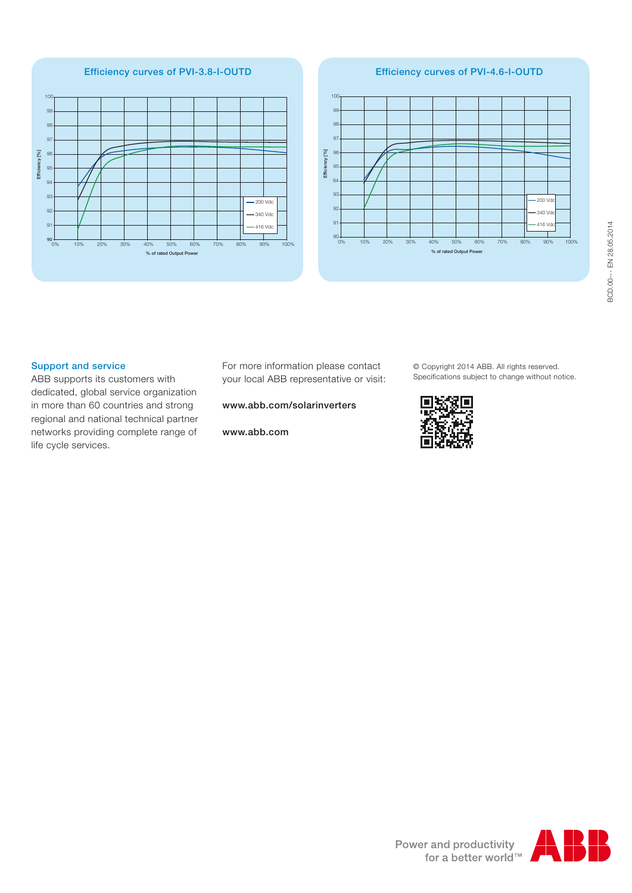## Efficiency curves of PVI-3.8-I-OUTD

100
99
98
97
96
95
94
93
92
91
90

Efficiency [%]

0% 10% 20% 30% 40% 50% 60% 70% 80% 90% 100%

% of rated Output Power

200 Vdc
340 Vdc
416 Vdc

## Efficiency curves of PVI-4.6-I-OUTD

100
99
98
97
96
95
94
93
92
91
90

Efficiency [%]

0% 10% 20% 30% 40% 50% 60% 70% 80% 90% 100%

% of rated Output Power

200 Vdc
340 Vdc
416 Vdc

BCD.00--- EN 28.05.2014

### Support and service

ABB supports its customers with dedicated, global service organization in more than 60 countries and strong regional and national technical partner networks providing complete range of life cycle services.

For more information please contact your local ABB representative or visit:

**www.abb.com/solarinverters**

**www.abb.com**

© Copyright 2014 ABB. All rights reserved.
Specifications subject to change without notice.

Power and productivity
for a better world™